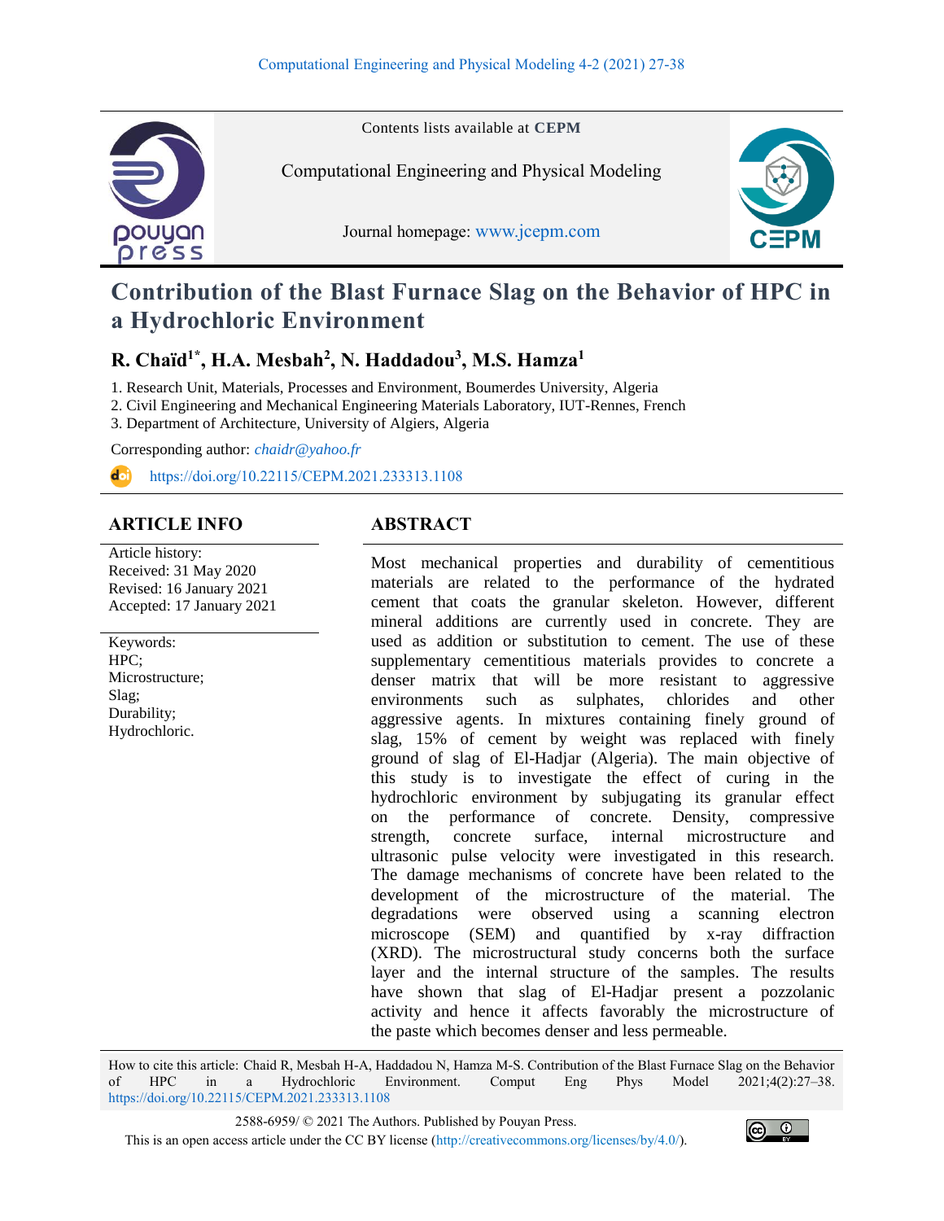Contents lists available at **CEPM**

Computational Engineering and Physical Modeling

Journal homepage: www.jcepm.com

# Contribution of the Blast Furnace Slag on the Behavior of HPC in a Hydrochloric Environment

**R. Chaïd[1*], H.A. Mesbah[2], N. Haddadou[3], M.S. Hamza[1]**

1. Research Unit, Materials, Processes and Environment, Boumerdes University, Algeria
2. Civil Engineering and Mechanical Engineering Materials Laboratory, IUT-Rennes, French
3. Department of Architecture, University of Algiers, Algeria

Corresponding author: *chaidr@yahoo.fr*

https://doi.org/10.22115/CEPM.2021.233313.1108

## ARTICLE INFO

Article history:
Received: 31 May 2020
Revised: 16 January 2021
Accepted: 17 January 2021

Keywords:
HPC;
Microstructure;
Slag;
Durability;
Hydrochloric.

## ABSTRACT

Most mechanical properties and durability of cementitious materials are related to the performance of the hydrated cement that coats the granular skeleton. However, different mineral additions are currently used in concrete. They are used as addition or substitution to cement. The use of these supplementary cementitious materials provides to concrete a denser matrix that will be more resistant to aggressive environments such as sulphates, chlorides and other aggressive agents. In mixtures containing finely ground of slag, 15% of cement by weight was replaced with finely ground of slag of El-Hadjar (Algeria). The main objective of this study is to investigate the effect of curing in the hydrochloric environment by subjugating its granular effect on the performance of concrete. Density, compressive strength, concrete surface, internal microstructure and ultrasonic pulse velocity were investigated in this research. The damage mechanisms of concrete have been related to the development of the microstructure of the material. The degradations were observed using a scanning electron microscope (SEM) and quantified by x-ray diffraction (XRD). The microstructural study concerns both the surface layer and the internal structure of the samples. The results have shown that slag of El-Hadjar present a pozzolanic activity and hence it affects favorably the microstructure of the paste which becomes denser and less permeable.

How to cite this article: Chaid R, Mesbah H-A, Haddadou N, Hamza M-S. Contribution of the Blast Furnace Slag on the Behavior of HPC in a Hydrochloric Environment. Comput Eng Phys Model 2021;4(2):27–38. https://doi.org/10.22115/CEPM.2021.233313.1108

2588-6959/ © 2021 The Authors. Published by Pouyan Press.
This is an open access article under the CC BY license (http://creativecommons.org/licenses/by/4.0/).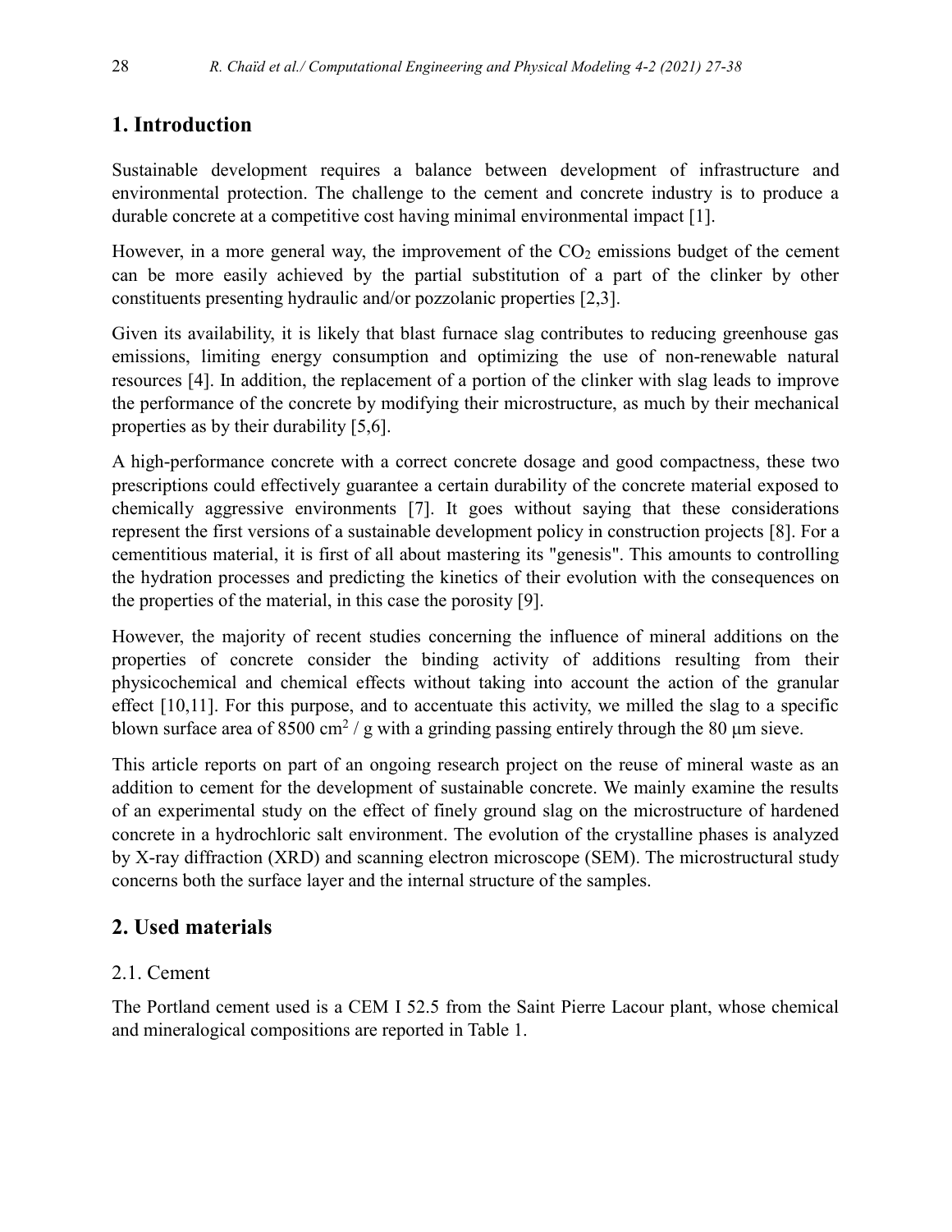## 1. Introduction

Sustainable development requires a balance between development of infrastructure and environmental protection. The challenge to the cement and concrete industry is to produce a durable concrete at a competitive cost having minimal environmental impact [1].

However, in a more general way, the improvement of the $CO_2$ emissions budget of the cement can be more easily achieved by the partial substitution of a part of the clinker by other constituents presenting hydraulic and/or pozzolanic properties [2,3].

Given its availability, it is likely that blast furnace slag contributes to reducing greenhouse gas emissions, limiting energy consumption and optimizing the use of non-renewable natural resources [4]. In addition, the replacement of a portion of the clinker with slag leads to improve the performance of the concrete by modifying their microstructure, as much by their mechanical properties as by their durability [5,6].

A high-performance concrete with a correct concrete dosage and good compactness, these two prescriptions could effectively guarantee a certain durability of the concrete material exposed to chemically aggressive environments [7]. It goes without saying that these considerations represent the first versions of a sustainable development policy in construction projects [8]. For a cementitious material, it is first of all about mastering its "genesis". This amounts to controlling the hydration processes and predicting the kinetics of their evolution with the consequences on the properties of the material, in this case the porosity [9].

However, the majority of recent studies concerning the influence of mineral additions on the properties of concrete consider the binding activity of additions resulting from their physicochemical and chemical effects without taking into account the action of the granular effect [10,11]. For this purpose, and to accentuate this activity, we milled the slag to a specific blown surface area of 8500 $cm^2$ / g with a grinding passing entirely through the 80 µm sieve.

This article reports on part of an ongoing research project on the reuse of mineral waste as an addition to cement for the development of sustainable concrete. We mainly examine the results of an experimental study on the effect of finely ground slag on the microstructure of hardened concrete in a hydrochloric salt environment. The evolution of the crystalline phases is analyzed by X-ray diffraction (XRD) and scanning electron microscope (SEM). The microstructural study concerns both the surface layer and the internal structure of the samples.

## 2. Used materials

### 2.1. Cement

The Portland cement used is a CEM I 52.5 from the Saint Pierre Lacour plant, whose chemical and mineralogical compositions are reported in Table 1.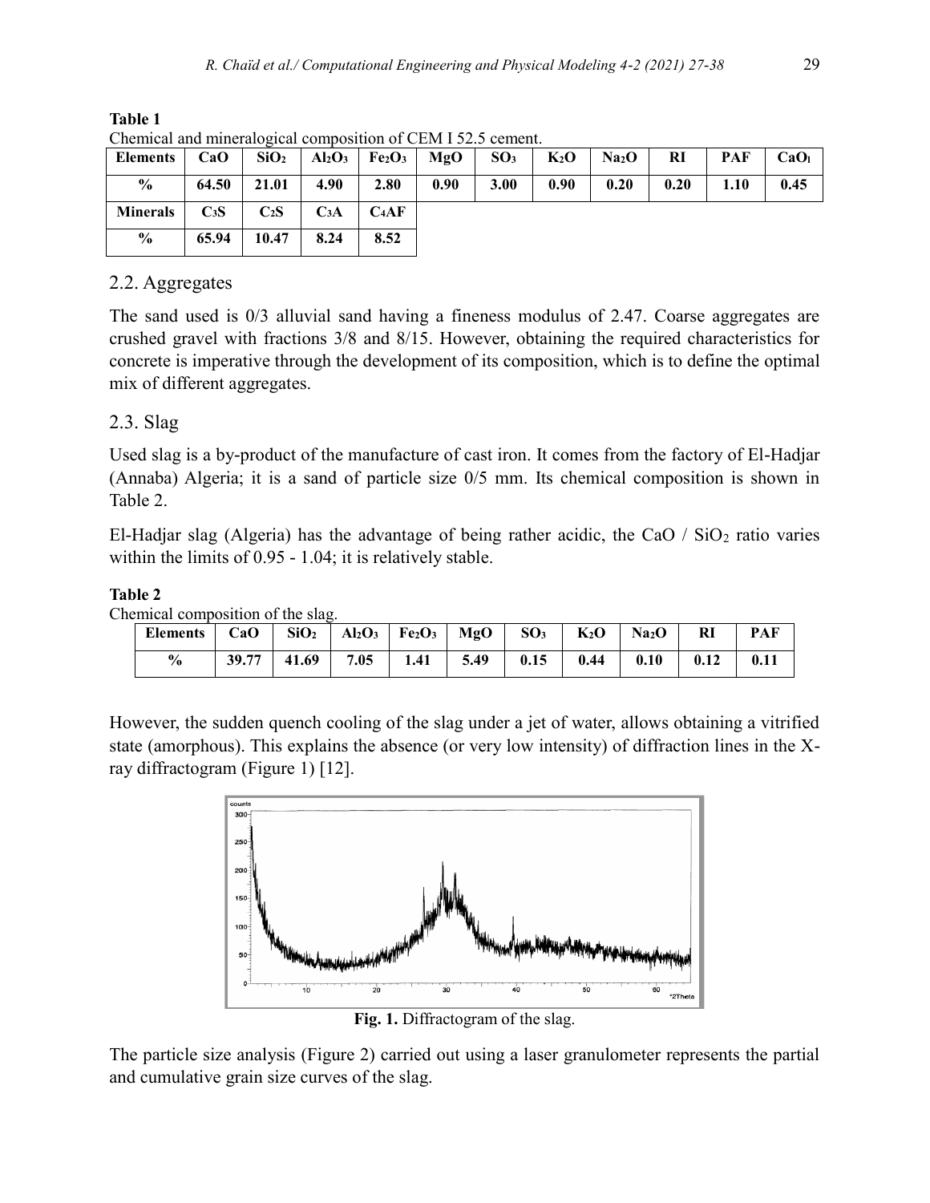**Table 1**
Chemical and mineralogical composition of CEM I 52.5 cement.

| Elements | $CaO$ | $SiO_2$ | $Al_2O_3$ | $Fe_2O_3$ | $MgO$ | $SO_3$ | $K_2O$ | $Na_2O$ | RI | PAF | $CaO_l$ |
|---|---|---|---|---|---|---|---|---|---|---|---|
| % | 64.50 | 21.01 | 4.90 | 2.80 | 0.90 | 3.00 | 0.90 | 0.20 | 0.20 | 1.10 | 0.45 |
| **Minerals** | $C_3S$ | $C_2S$ | $C_3A$ | $C_4AF$ | | | | | | | |
| % | 65.94 | 10.47 | 8.24 | 8.52 | | | | | | | |

## 2.2. Aggregates

The sand used is 0/3 alluvial sand having a fineness modulus of 2.47. Coarse aggregates are crushed gravel with fractions 3/8 and 8/15. However, obtaining the required characteristics for concrete is imperative through the development of its composition, which is to define the optimal mix of different aggregates.

## 2.3. Slag

Used slag is a by-product of the manufacture of cast iron. It comes from the factory of El-Hadjar (Annaba) Algeria; it is a sand of particle size 0/5 mm. Its chemical composition is shown in Table 2.

El-Hadjar slag (Algeria) has the advantage of being rather acidic, the $CaO$ / $SiO_2$ ratio varies within the limits of 0.95 - 1.04; it is relatively stable.

**Table 2**
Chemical composition of the slag.

| Elements | $CaO$ | $SiO_2$ | $Al_2O_3$ | $Fe_2O_3$ | $MgO$ | $SO_3$ | $K_2O$ | $Na_2O$ | RI | PAF |
|---|---|---|---|---|---|---|---|---|---|---|
| % | 39.77 | 41.69 | 7.05 | 1.41 | 5.49 | 0.15 | 0.44 | 0.10 | 0.12 | 0.11 |

However, the sudden quench cooling of the slag under a jet of water, allows obtaining a vitrified state (amorphous). This explains the absence (or very low intensity) of diffraction lines in the X-ray diffractogram (Figure 1) [12].

**Fig. 1.** Diffractogram of the slag.

The particle size analysis (Figure 2) carried out using a laser granulometer represents the partial and cumulative grain size curves of the slag.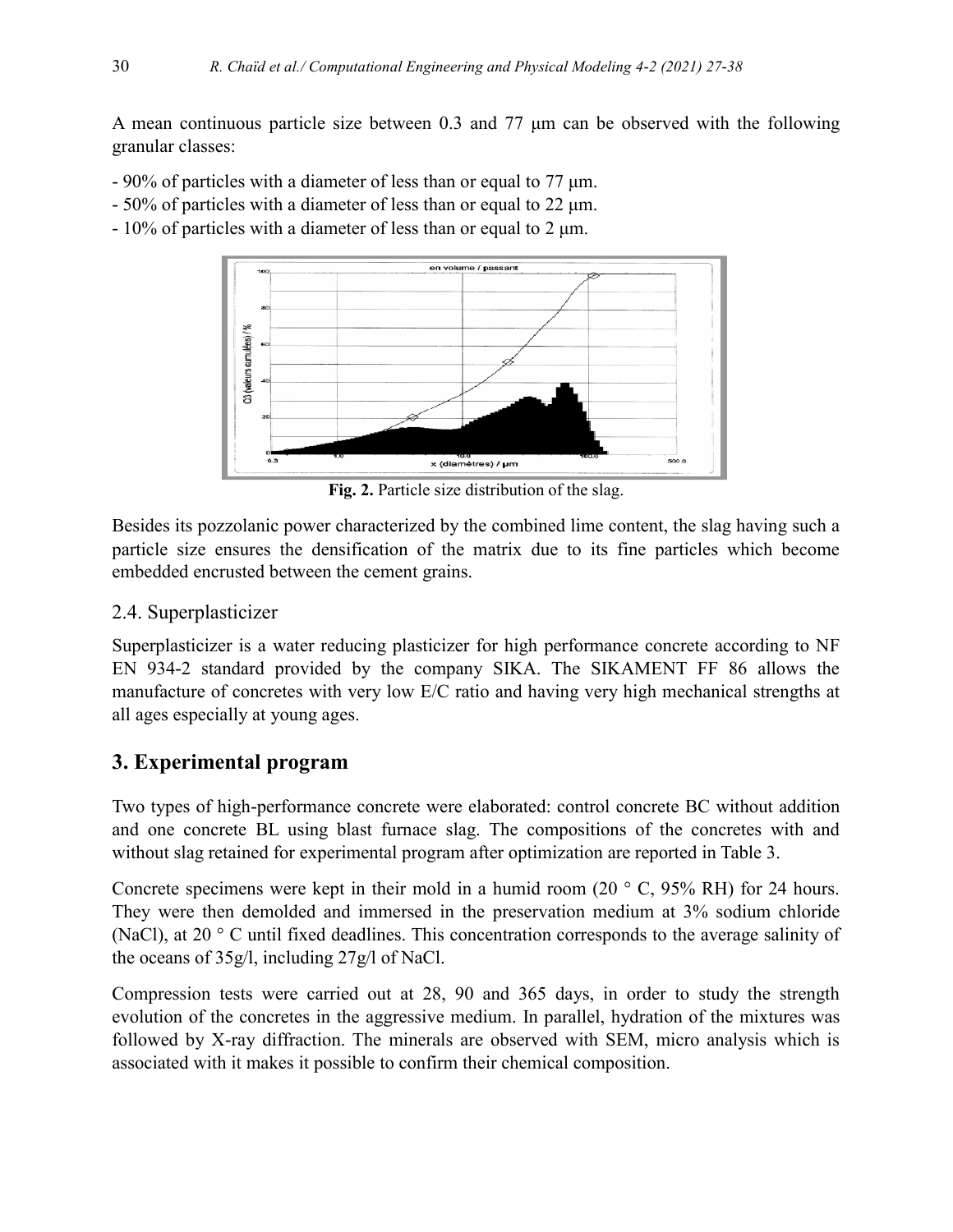A mean continuous particle size between 0.3 and 77 μm can be observed with the following granular classes:

- 90% of particles with a diameter of less than or equal to 77 μm.
- 50% of particles with a diameter of less than or equal to 22 μm.
- 10% of particles with a diameter of less than or equal to 2 μm.

**Fig. 2.** Particle size distribution of the slag.

Besides its pozzolanic power characterized by the combined lime content, the slag having such a particle size ensures the densification of the matrix due to its fine particles which become embedded encrusted between the cement grains.

### 2.4. Superplasticizer

Superplasticizer is a water reducing plasticizer for high performance concrete according to NF EN 934-2 standard provided by the company SIKA. The SIKAMENT FF 86 allows the manufacture of concretes with very low E/C ratio and having very high mechanical strengths at all ages especially at young ages.

## 3. Experimental program

Two types of high-performance concrete were elaborated: control concrete BC without addition and one concrete BL using blast furnace slag. The compositions of the concretes with and without slag retained for experimental program after optimization are reported in Table 3.

Concrete specimens were kept in their mold in a humid room (20 ° C, 95% RH) for 24 hours. They were then demolded and immersed in the preservation medium at 3% sodium chloride (NaCl), at 20 ° C until fixed deadlines. This concentration corresponds to the average salinity of the oceans of 35g/l, including 27g/l of NaCl.

Compression tests were carried out at 28, 90 and 365 days, in order to study the strength evolution of the concretes in the aggressive medium. In parallel, hydration of the mixtures was followed by X-ray diffraction. The minerals are observed with SEM, micro analysis which is associated with it makes it possible to confirm their chemical composition.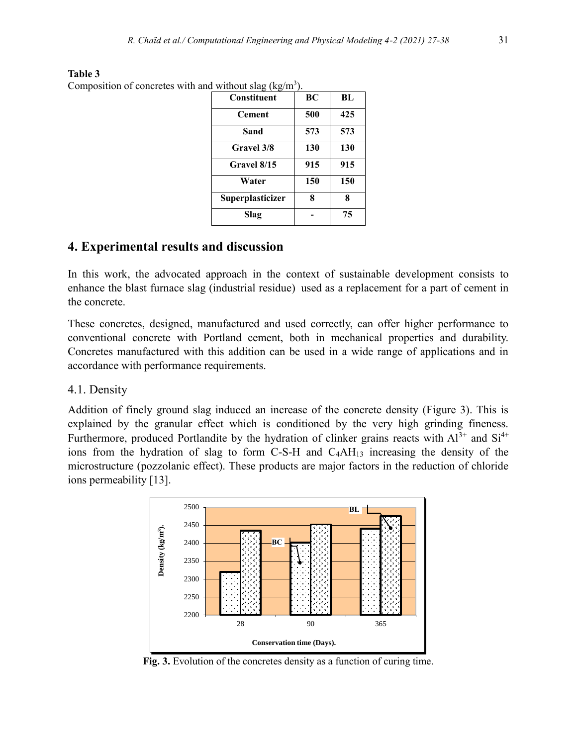**Table 3**
Composition of concretes with and without slag (kg/m$^3$).

| Constituent | BC | BL |
|---|---|---|
| Cement | 500 | 425 |
| Sand | 573 | 573 |
| Gravel 3/8 | 130 | 130 |
| Gravel 8/15 | 915 | 915 |
| Water | 150 | 150 |
| Superplasticizer | 8 | 8 |
| Slag | - | 75 |

## 4. Experimental results and discussion

In this work, the advocated approach in the context of sustainable development consists to enhance the blast furnace slag (industrial residue) used as a replacement for a part of cement in the concrete.

These concretes, designed, manufactured and used correctly, can offer higher performance to conventional concrete with Portland cement, both in mechanical properties and durability. Concretes manufactured with this addition can be used in a wide range of applications and in accordance with performance requirements.

### 4.1. Density

Addition of finely ground slag induced an increase of the concrete density (Figure 3). This is explained by the granular effect which is conditioned by the very high grinding fineness. Furthermore, produced Portlandite by the hydration of clinker grains reacts with $Al^{3+}$ and $Si^{4+}$ ions from the hydration of slag to form C-S-H and $C_4AH_{13}$ increasing the density of the microstructure (pozzolanic effect). These products are major factors in the reduction of chloride ions permeability [13].

**Fig. 3.** Evolution of the concretes density as a function of curing time.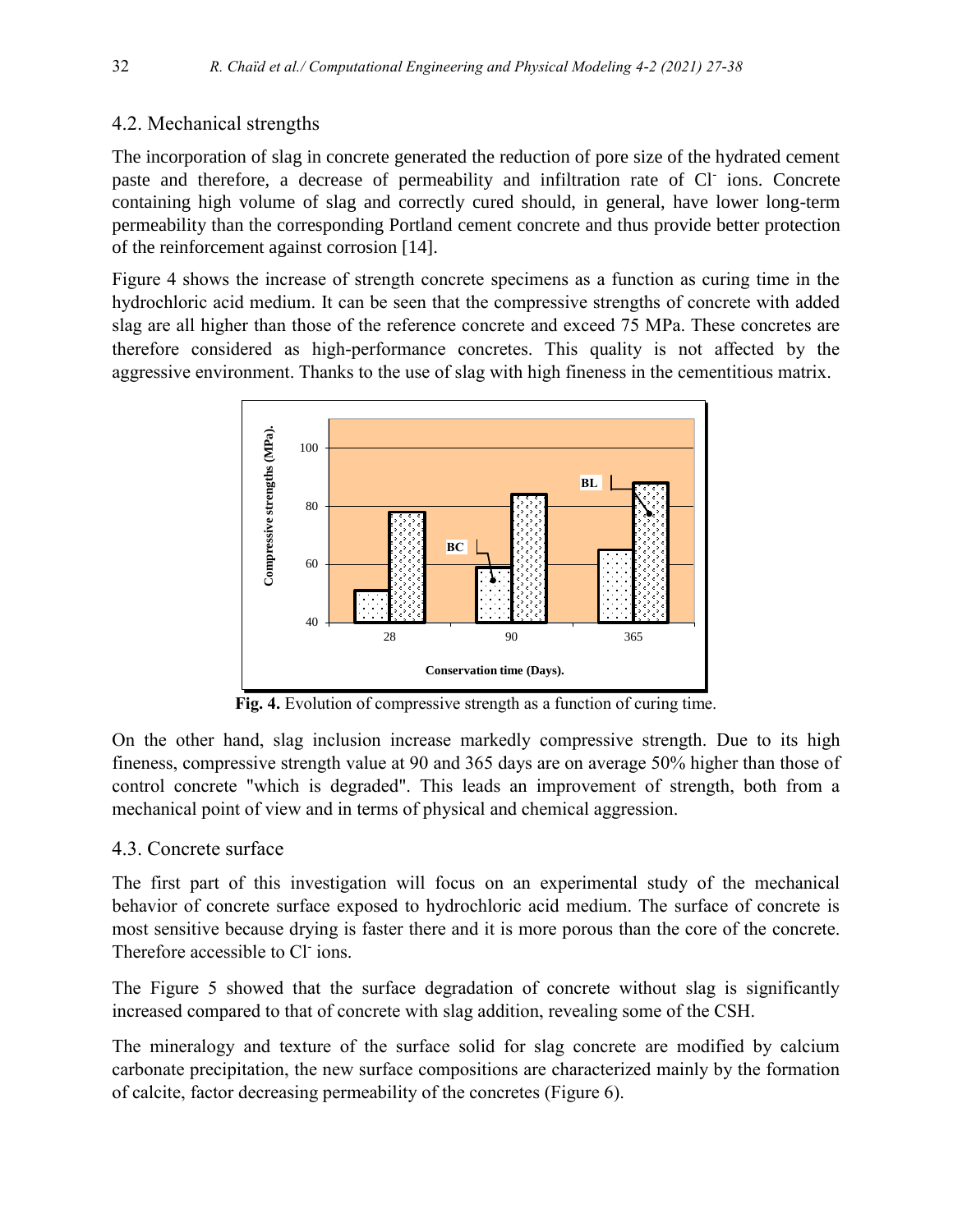## 4.2. Mechanical strengths

The incorporation of slag in concrete generated the reduction of pore size of the hydrated cement paste and therefore, a decrease of permeability and infiltration rate of $Cl^-$ ions. Concrete containing high volume of slag and correctly cured should, in general, have lower long-term permeability than the corresponding Portland cement concrete and thus provide better protection of the reinforcement against corrosion [14].

Figure 4 shows the increase of strength concrete specimens as a function as curing time in the hydrochloric acid medium. It can be seen that the compressive strengths of concrete with added slag are all higher than those of the reference concrete and exceed 75 MPa. These concretes are therefore considered as high-performance concretes. This quality is not affected by the aggressive environment. Thanks to the use of slag with high fineness in the cementitious matrix.

**Fig. 4.** Evolution of compressive strength as a function of curing time.

On the other hand, slag inclusion increase markedly compressive strength. Due to its high fineness, compressive strength value at 90 and 365 days are on average 50% higher than those of control concrete "which is degraded". This leads an improvement of strength, both from a mechanical point of view and in terms of physical and chemical aggression.

## 4.3. Concrete surface

The first part of this investigation will focus on an experimental study of the mechanical behavior of concrete surface exposed to hydrochloric acid medium. The surface of concrete is most sensitive because drying is faster there and it is more porous than the core of the concrete. Therefore accessible to $Cl^-$ ions.

The Figure 5 showed that the surface degradation of concrete without slag is significantly increased compared to that of concrete with slag addition, revealing some of the CSH.

The mineralogy and texture of the surface solid for slag concrete are modified by calcium carbonate precipitation, the new surface compositions are characterized mainly by the formation of calcite, factor decreasing permeability of the concretes (Figure 6).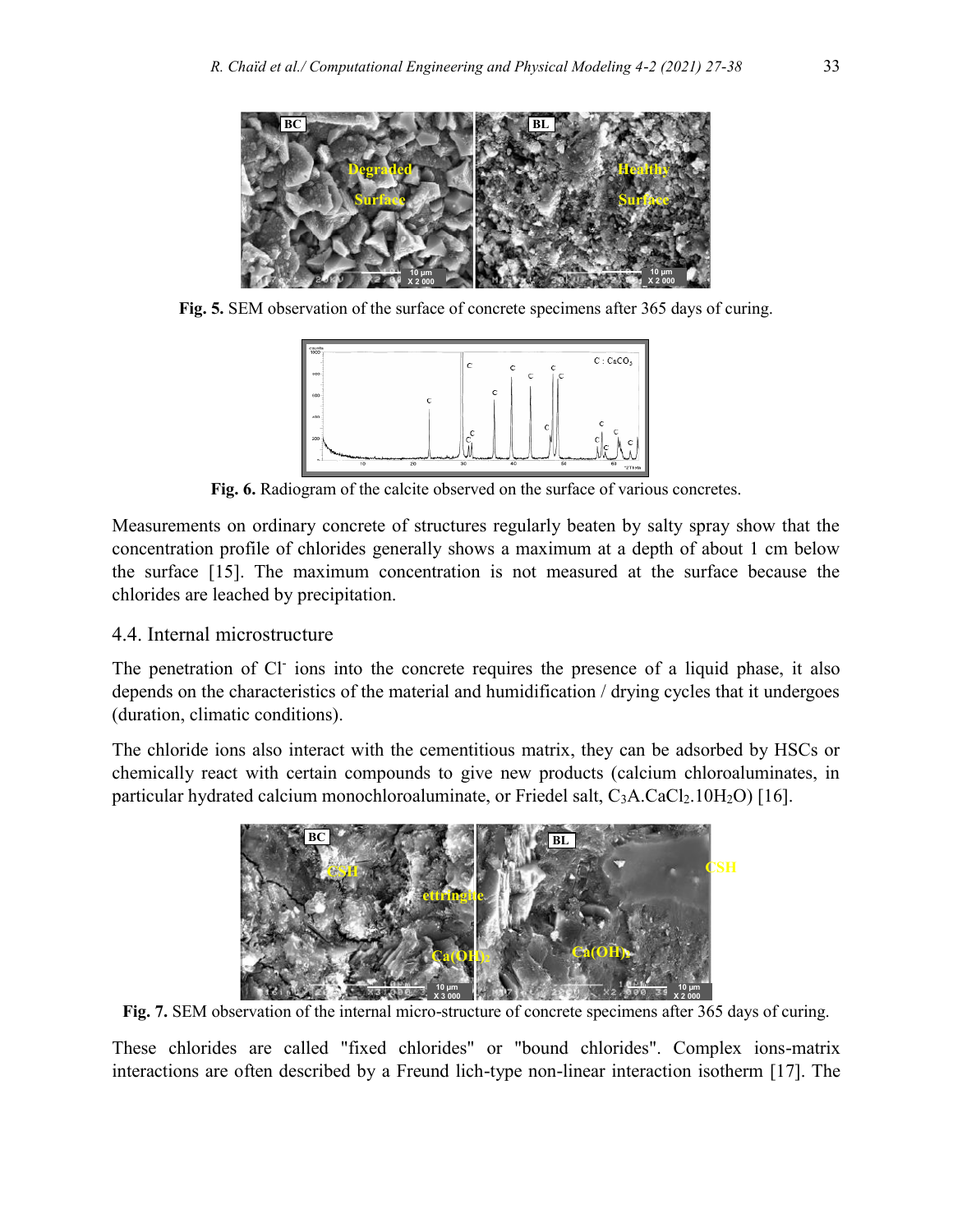**Fig. 5.** SEM observation of the surface of concrete specimens after 365 days of curing.

**Fig. 6.** Radiogram of the calcite observed on the surface of various concretes.

Measurements on ordinary concrete of structures regularly beaten by salty spray show that the concentration profile of chlorides generally shows a maximum at a depth of about 1 cm below the surface [15]. The maximum concentration is not measured at the surface because the chlorides are leached by precipitation.

## 4.4. Internal microstructure

The penetration of $Cl^-$ ions into the concrete requires the presence of a liquid phase, it also depends on the characteristics of the material and humidification / drying cycles that it undergoes (duration, climatic conditions).

The chloride ions also interact with the cementitious matrix, they can be adsorbed by HSCs or chemically react with certain compounds to give new products (calcium chloroaluminates, in particular hydrated calcium monochloroaluminate, or Friedel salt, $C_3A.CaCl_2.10H_2O$) [16].

**Fig. 7.** SEM observation of the internal micro-structure of concrete specimens after 365 days of curing.

These chlorides are called "fixed chlorides" or "bound chlorides". Complex ions-matrix interactions are often described by a Freund lich-type non-linear interaction isotherm [17]. The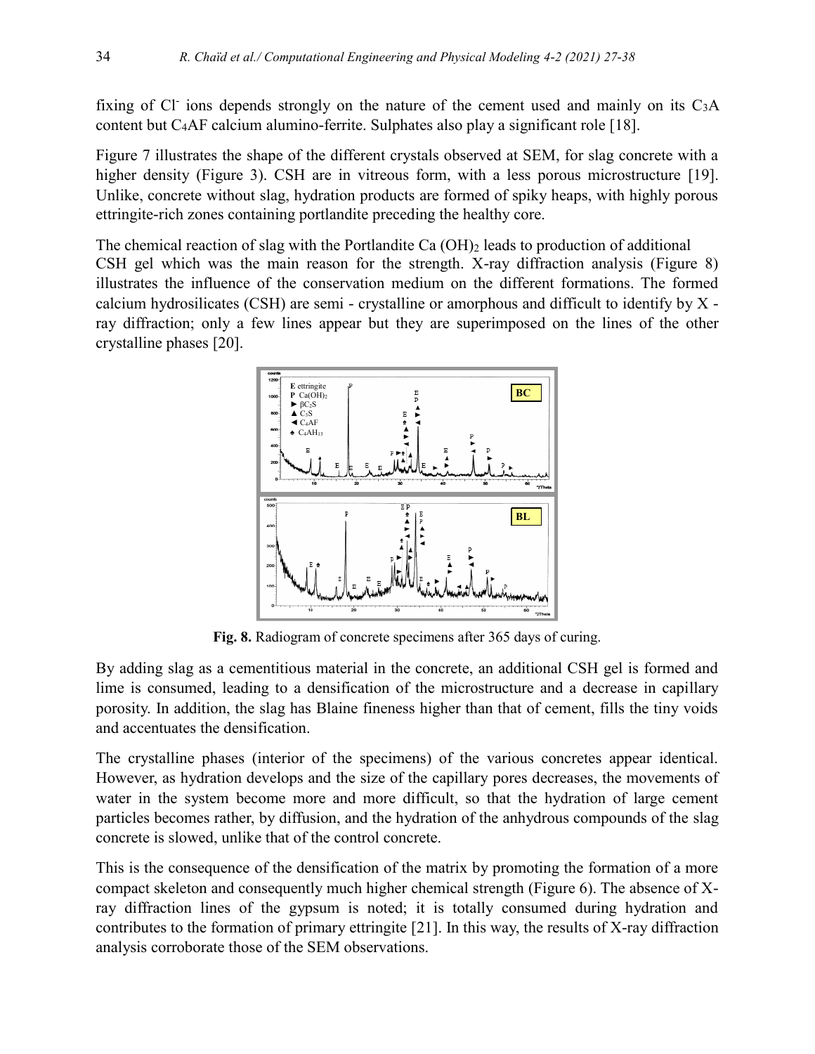fixing of $Cl^-$ ions depends strongly on the nature of the cement used and mainly on its $C_3A$ content but $C_4AF$ calcium alumino-ferrite. Sulphates also play a significant role [18].

Figure 7 illustrates the shape of the different crystals observed at SEM, for slag concrete with a higher density (Figure 3). CSH are in vitreous form, with a less porous microstructure [19]. Unlike, concrete without slag, hydration products are formed of spiky heaps, with highly porous ettringite-rich zones containing portlandite preceding the healthy core.

The chemical reaction of slag with the Portlandite $Ca(OH)_2$ leads to production of additional CSH gel which was the main reason for the strength. X-ray diffraction analysis (Figure 8) illustrates the influence of the conservation medium on the different formations. The formed calcium hydrosilicates (CSH) are semi - crystalline or amorphous and difficult to identify by X - ray diffraction; only a few lines appear but they are superimposed on the lines of the other crystalline phases [20].

**Fig. 8.** Radiogram of concrete specimens after 365 days of curing.

By adding slag as a cementitious material in the concrete, an additional CSH gel is formed and lime is consumed, leading to a densification of the microstructure and a decrease in capillary porosity. In addition, the slag has Blaine fineness higher than that of cement, fills the tiny voids and accentuates the densification.

The crystalline phases (interior of the specimens) of the various concretes appear identical. However, as hydration develops and the size of the capillary pores decreases, the movements of water in the system become more and more difficult, so that the hydration of large cement particles becomes rather, by diffusion, and the hydration of the anhydrous compounds of the slag concrete is slowed, unlike that of the control concrete.

This is the consequence of the densification of the matrix by promoting the formation of a more compact skeleton and consequently much higher chemical strength (Figure 6). The absence of X-ray diffraction lines of the gypsum is noted; it is totally consumed during hydration and contributes to the formation of primary ettringite [21]. In this way, the results of X-ray diffraction analysis corroborate those of the SEM observations.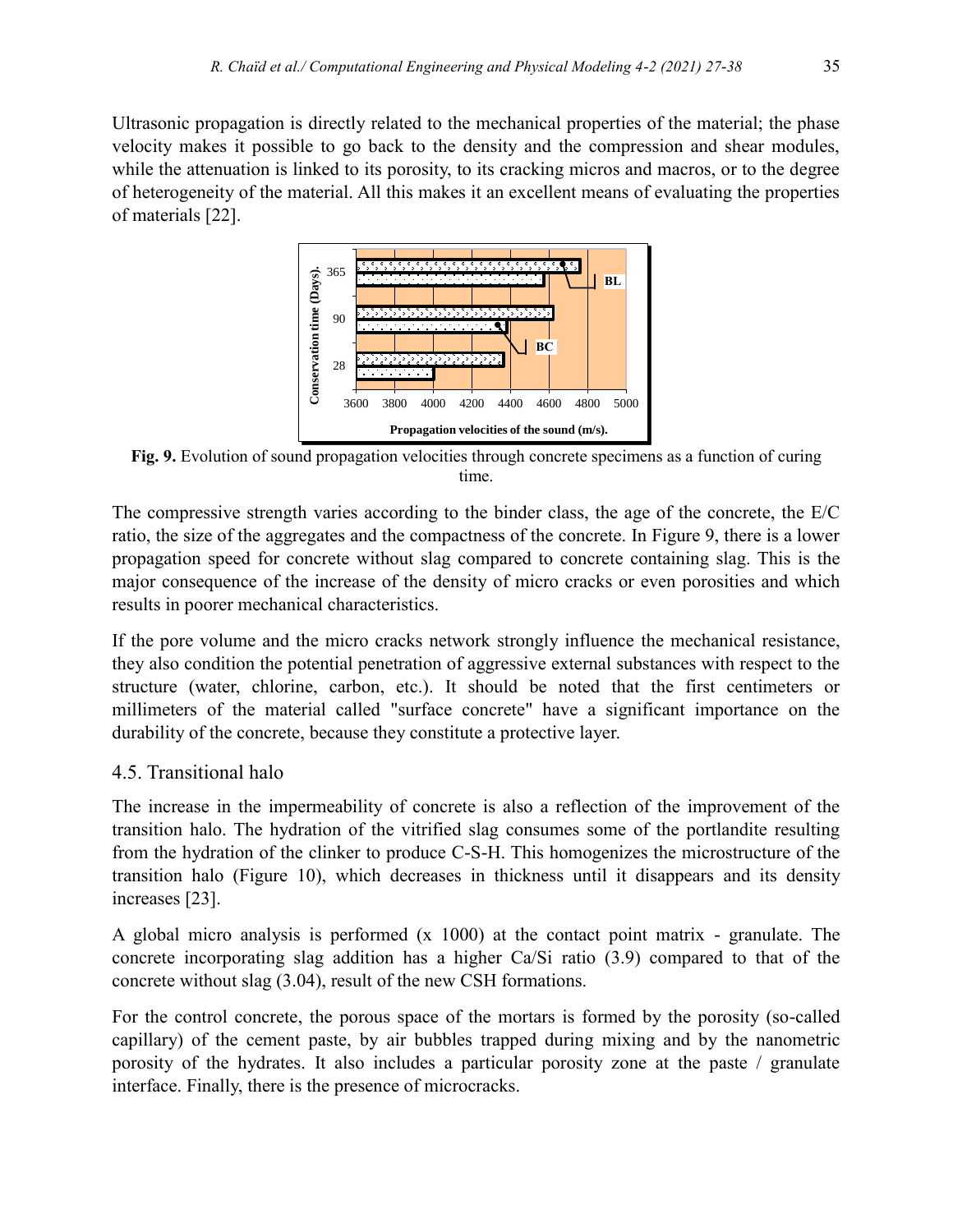Ultrasonic propagation is directly related to the mechanical properties of the material; the phase velocity makes it possible to go back to the density and the compression and shear modules, while the attenuation is linked to its porosity, to its cracking micros and macros, or to the degree of heterogeneity of the material. All this makes it an excellent means of evaluating the properties of materials [22].

**Fig. 9.** Evolution of sound propagation velocities through concrete specimens as a function of curing time.

The compressive strength varies according to the binder class, the age of the concrete, the E/C ratio, the size of the aggregates and the compactness of the concrete. In Figure 9, there is a lower propagation speed for concrete without slag compared to concrete containing slag. This is the major consequence of the increase of the density of micro cracks or even porosities and which results in poorer mechanical characteristics.

If the pore volume and the micro cracks network strongly influence the mechanical resistance, they also condition the potential penetration of aggressive external substances with respect to the structure (water, chlorine, carbon, etc.). It should be noted that the first centimeters or millimeters of the material called "surface concrete" have a significant importance on the durability of the concrete, because they constitute a protective layer.

## 4.5. Transitional halo

The increase in the impermeability of concrete is also a reflection of the improvement of the transition halo. The hydration of the vitrified slag consumes some of the portlandite resulting from the hydration of the clinker to produce C-S-H. This homogenizes the microstructure of the transition halo (Figure 10), which decreases in thickness until it disappears and its density increases [23].

A global micro analysis is performed (x 1000) at the contact point matrix - granulate. The concrete incorporating slag addition has a higher Ca/Si ratio (3.9) compared to that of the concrete without slag (3.04), result of the new CSH formations.

For the control concrete, the porous space of the mortars is formed by the porosity (so-called capillary) of the cement paste, by air bubbles trapped during mixing and by the nanometric porosity of the hydrates. It also includes a particular porosity zone at the paste / granulate interface. Finally, there is the presence of microcracks.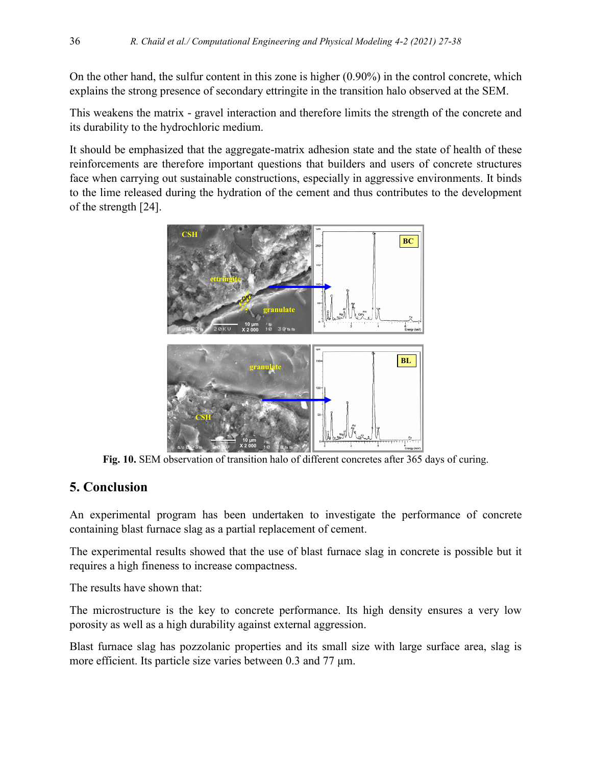On the other hand, the sulfur content in this zone is higher (0.90%) in the control concrete, which explains the strong presence of secondary ettringite in the transition halo observed at the SEM.

This weakens the matrix - gravel interaction and therefore limits the strength of the concrete and its durability to the hydrochloric medium.

It should be emphasized that the aggregate-matrix adhesion state and the state of health of these reinforcements are therefore important questions that builders and users of concrete structures face when carrying out sustainable constructions, especially in aggressive environments. It binds to the lime released during the hydration of the cement and thus contributes to the development of the strength [24].

**Fig. 10.** SEM observation of transition halo of different concretes after 365 days of curing.

## 5. Conclusion

An experimental program has been undertaken to investigate the performance of concrete containing blast furnace slag as a partial replacement of cement.

The experimental results showed that the use of blast furnace slag in concrete is possible but it requires a high fineness to increase compactness.

The results have shown that:

The microstructure is the key to concrete performance. Its high density ensures a very low porosity as well as a high durability against external aggression.

Blast furnace slag has pozzolanic properties and its small size with large surface area, slag is more efficient. Its particle size varies between 0.3 and 77 µm.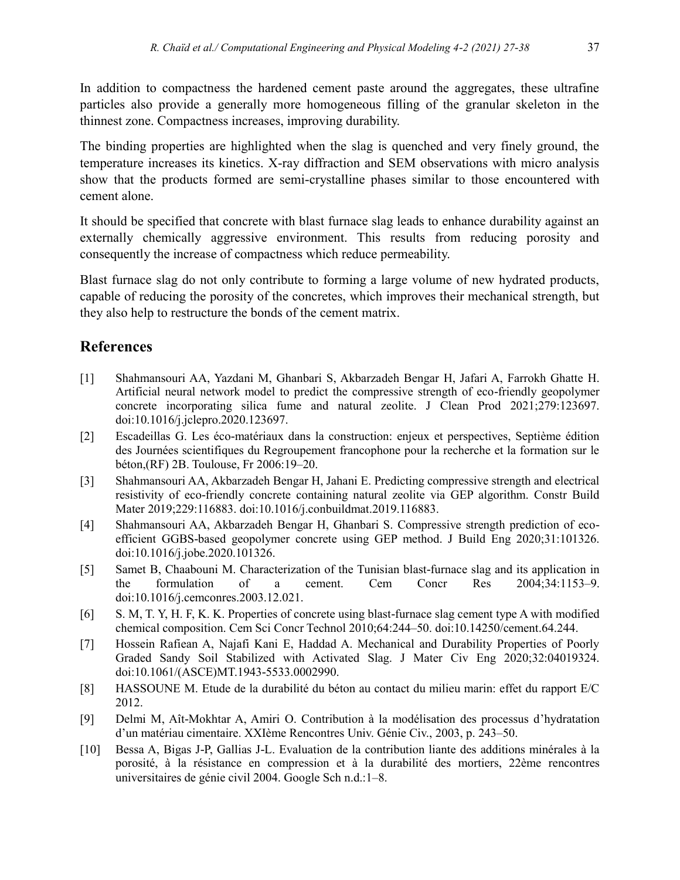In addition to compactness the hardened cement paste around the aggregates, these ultrafine particles also provide a generally more homogeneous filling of the granular skeleton in the thinnest zone. Compactness increases, improving durability.

The binding properties are highlighted when the slag is quenched and very finely ground, the temperature increases its kinetics. X-ray diffraction and SEM observations with micro analysis show that the products formed are semi-crystalline phases similar to those encountered with cement alone.

It should be specified that concrete with blast furnace slag leads to enhance durability against an externally chemically aggressive environment. This results from reducing porosity and consequently the increase of compactness which reduce permeability.

Blast furnace slag do not only contribute to forming a large volume of new hydrated products, capable of reducing the porosity of the concretes, which improves their mechanical strength, but they also help to restructure the bonds of the cement matrix.

## References

[1] Shahmansouri AA, Yazdani M, Ghanbari S, Akbarzadeh Bengar H, Jafari A, Farrokh Ghatte H. Artificial neural network model to predict the compressive strength of eco-friendly geopolymer concrete incorporating silica fume and natural zeolite. J Clean Prod 2021;279:123697. doi:10.1016/j.jclepro.2020.123697.

[2] Escadeillas G. Les éco-matériaux dans la construction: enjeux et perspectives, Septième édition des Journées scientifiques du Regroupement francophone pour la recherche et la formation sur le béton,(RF) 2B. Toulouse, Fr 2006:19–20.

[3] Shahmansouri AA, Akbarzadeh Bengar H, Jahani E. Predicting compressive strength and electrical resistivity of eco-friendly concrete containing natural zeolite via GEP algorithm. Constr Build Mater 2019;229:116883. doi:10.1016/j.conbuildmat.2019.116883.

[4] Shahmansouri AA, Akbarzadeh Bengar H, Ghanbari S. Compressive strength prediction of eco-efficient GGBS-based geopolymer concrete using GEP method. J Build Eng 2020;31:101326. doi:10.1016/j.jobe.2020.101326.

[5] Samet B, Chaabouni M. Characterization of the Tunisian blast-furnace slag and its application in the formulation of a cement. Cem Concr Res 2004;34:1153–9. doi:10.1016/j.cemconres.2003.12.021.

[6] S. M, T. Y, H. F, K. K. Properties of concrete using blast-furnace slag cement type A with modified chemical composition. Cem Sci Concr Technol 2010;64:244–50. doi:10.14250/cement.64.244.

[7] Hossein Rafiean A, Najafi Kani E, Haddad A. Mechanical and Durability Properties of Poorly Graded Sandy Soil Stabilized with Activated Slag. J Mater Civ Eng 2020;32:04019324. doi:10.1061/(ASCE)MT.1943-5533.0002990.

[8] HASSOUNE M. Etude de la durabilité du béton au contact du milieu marin: effet du rapport E/C 2012.

[9] Delmi M, Aît-Mokhtar A, Amiri O. Contribution à la modélisation des processus d'hydratation d'un matériau cimentaire. XXIème Rencontres Univ. Génie Civ., 2003, p. 243–50.

[10] Bessa A, Bigas J-P, Gallias J-L. Evaluation de la contribution liante des additions minérales à la porosité, à la résistance en compression et à la durabilité des mortiers, 22ème rencontres universitaires de génie civil 2004. Google Sch n.d.:1–8.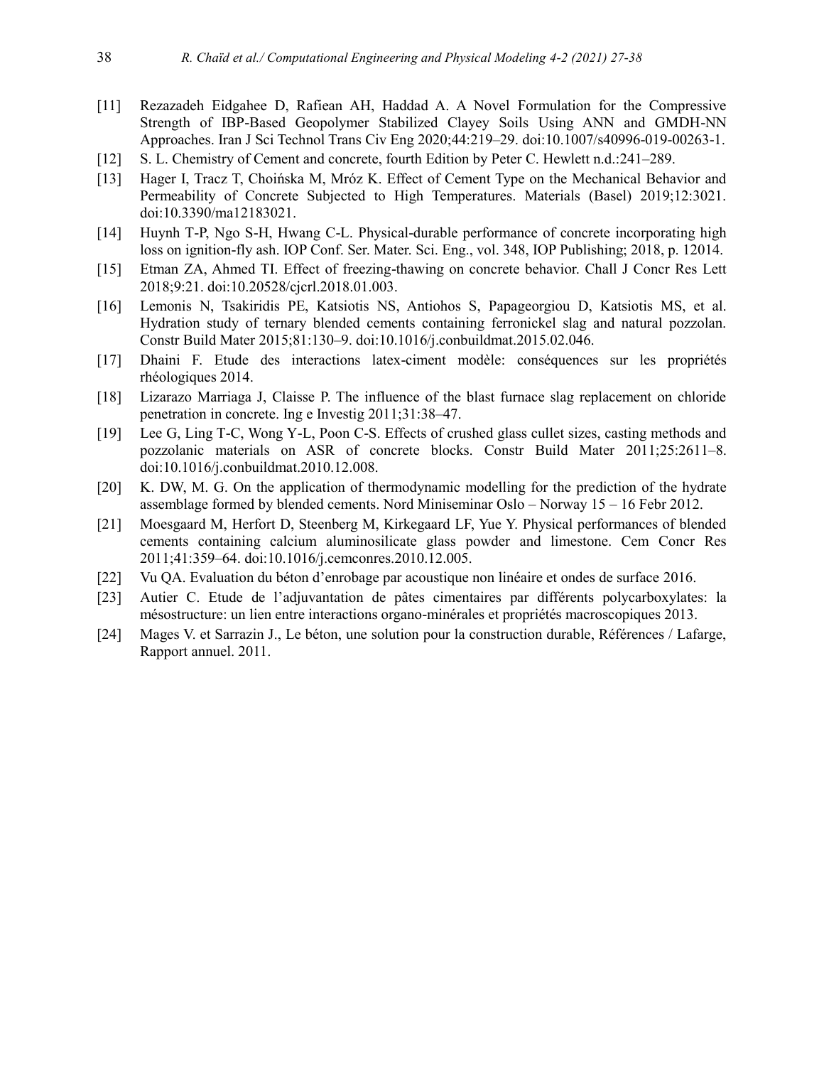[11] Rezazadeh Eidgahee D, Rafiean AH, Haddad A. A Novel Formulation for the Compressive Strength of IBP-Based Geopolymer Stabilized Clayey Soils Using ANN and GMDH-NN Approaches. Iran J Sci Technol Trans Civ Eng 2020;44:219–29. doi:10.1007/s40996-019-00263-1.

[12] S. L. Chemistry of Cement and concrete, fourth Edition by Peter C. Hewlett n.d.:241–289.

[13] Hager I, Tracz T, Choińska M, Mróz K. Effect of Cement Type on the Mechanical Behavior and Permeability of Concrete Subjected to High Temperatures. Materials (Basel) 2019;12:3021. doi:10.3390/ma12183021.

[14] Huynh T-P, Ngo S-H, Hwang C-L. Physical-durable performance of concrete incorporating high loss on ignition-fly ash. IOP Conf. Ser. Mater. Sci. Eng., vol. 348, IOP Publishing; 2018, p. 12014.

[15] Etman ZA, Ahmed TI. Effect of freezing-thawing on concrete behavior. Chall J Concr Res Lett 2018;9:21. doi:10.20528/cjcrl.2018.01.003.

[16] Lemonis N, Tsakiridis PE, Katsiotis NS, Antiohos S, Papageorgiou D, Katsiotis MS, et al. Hydration study of ternary blended cements containing ferronickel slag and natural pozzolan. Constr Build Mater 2015;81:130–9. doi:10.1016/j.conbuildmat.2015.02.046.

[17] Dhaini F. Etude des interactions latex-ciment modèle: conséquences sur les propriétés rhéologiques 2014.

[18] Lizarazo Marriaga J, Claisse P. The influence of the blast furnace slag replacement on chloride penetration in concrete. Ing e Investig 2011;31:38–47.

[19] Lee G, Ling T-C, Wong Y-L, Poon C-S. Effects of crushed glass cullet sizes, casting methods and pozzolanic materials on ASR of concrete blocks. Constr Build Mater 2011;25:2611–8. doi:10.1016/j.conbuildmat.2010.12.008.

[20] K. DW, M. G. On the application of thermodynamic modelling for the prediction of the hydrate assemblage formed by blended cements. Nord Miniseminar Oslo – Norway 15 – 16 Febr 2012.

[21] Moesgaard M, Herfort D, Steenberg M, Kirkegaard LF, Yue Y. Physical performances of blended cements containing calcium aluminosilicate glass powder and limestone. Cem Concr Res 2011;41:359–64. doi:10.1016/j.cemconres.2010.12.005.

[22] Vu QA. Evaluation du béton d'enrobage par acoustique non linéaire et ondes de surface 2016.

[23] Autier C. Etude de l'adjuvantation de pâtes cimentaires par différents polycarboxylates: la mésostructure: un lien entre interactions organo-minérales et propriétés macroscopiques 2013.

[24] Mages V. et Sarrazin J., Le béton, une solution pour la construction durable, Références / Lafarge, Rapport annuel. 2011.